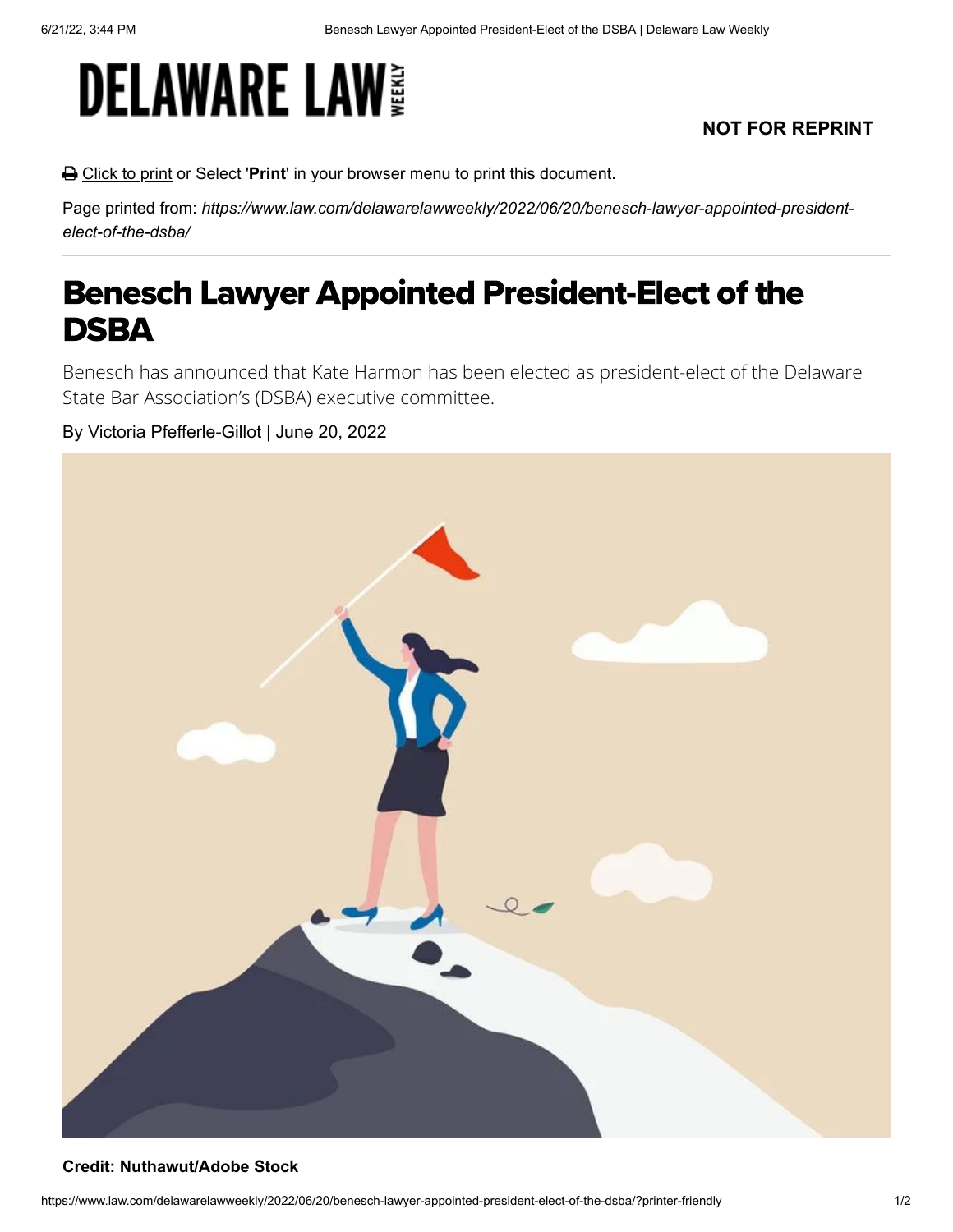DELAWARE LAW WEEKLY

**NOT FOR REPRINT**

Click to print or Select '**Print**' in your browser menu to print this document.

Page printed from: *https://www.law.com/delawarelawweekly/2022/06/20/benesch-lawyer-appointed-president-elect-of-the-dsba/*

---

# Benesch Lawyer Appointed President-Elect of the DSBA

Benesch has announced that Kate Harmon has been elected as president-elect of the Delaware State Bar Association's (DSBA) executive committee.

By Victoria Pfefferle-Gillot | June 20, 2022

**Credit: Nuthawut/Adobe Stock**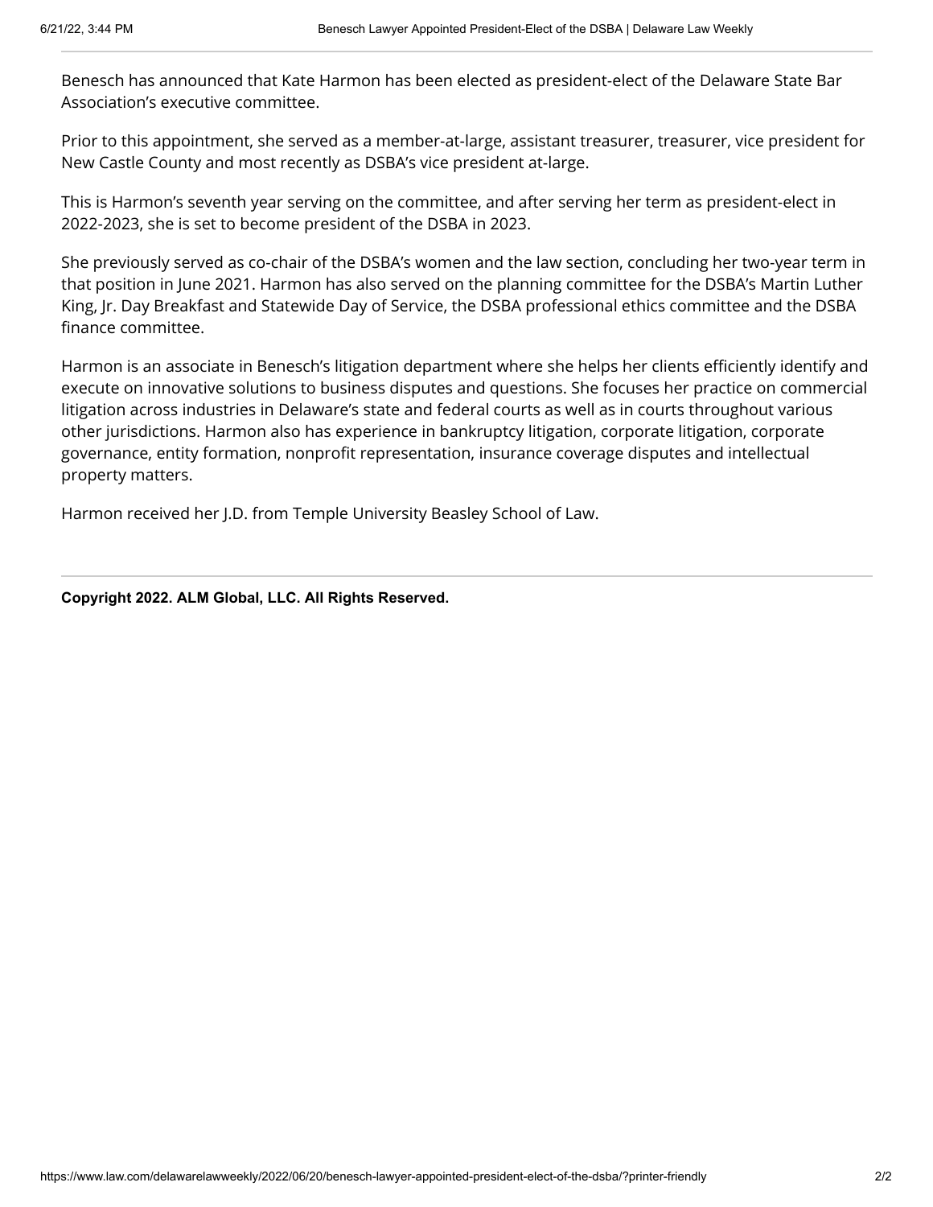Benesch has announced that Kate Harmon has been elected as president-elect of the Delaware State Bar Association's executive committee.

Prior to this appointment, she served as a member-at-large, assistant treasurer, treasurer, vice president for New Castle County and most recently as DSBA's vice president at-large.

This is Harmon's seventh year serving on the committee, and after serving her term as president-elect in 2022-2023, she is set to become president of the DSBA in 2023.

She previously served as co-chair of the DSBA's women and the law section, concluding her two-year term in that position in June 2021. Harmon has also served on the planning committee for the DSBA's Martin Luther King, Jr. Day Breakfast and Statewide Day of Service, the DSBA professional ethics committee and the DSBA finance committee.

Harmon is an associate in Benesch's litigation department where she helps her clients efficiently identify and execute on innovative solutions to business disputes and questions. She focuses her practice on commercial litigation across industries in Delaware's state and federal courts as well as in courts throughout various other jurisdictions. Harmon also has experience in bankruptcy litigation, corporate litigation, corporate governance, entity formation, nonprofit representation, insurance coverage disputes and intellectual property matters.

Harmon received her J.D. from Temple University Beasley School of Law.

---

**Copyright 2022. ALM Global, LLC. All Rights Reserved.**